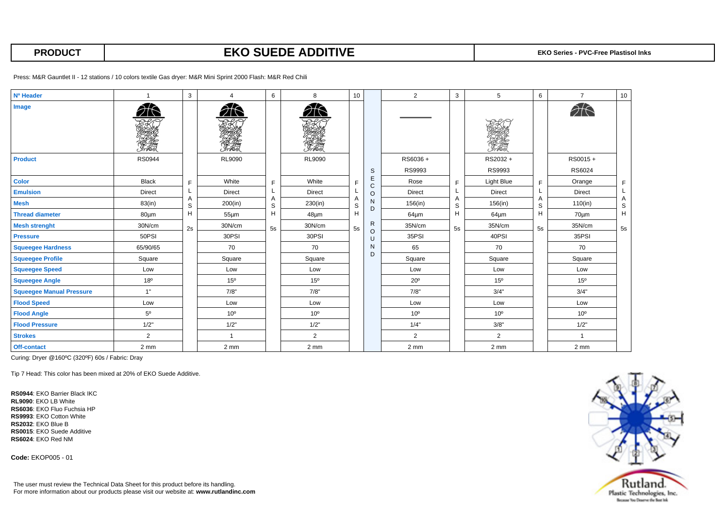| PRODUCT | EKO SUEDE ADDITIVE | EKO Series - PVC-Free Plastisol Inks |
|---|---|---|

Press: M&R Gauntlet II - 12 stations / 10 colors textile Gas dryer: M&R Mini Sprint 2000 Flash: M&R Red Chili

| Nº Header | 1 | 3 | 4 | 6 | 8 | 10 | | 2 | 3 | 5 | 6 | 7 | 10 |
|---|---|---|---|---|---|---|---|---|---|---|---|---|---|
| Image | | | | | | | | | | | | | |
| Product | RS0944 | | RL9090 | | RL9090 | | SECOND ROUND | RS6036 + RS9993 | | RS2032 + RS9993 | | RS0015 + RS6024 | |
| Color | Black | FLASH 2s | White | FLASH 5s | White | FLASH 5s | | Rose | FLASH 5s | Light Blue | FLASH 5s | Orange | FLASH 5s |
| Emulsion | Direct | | Direct | | Direct | | | Direct | | Direct | | Direct | |
| Mesh | 83(in) | | 200(in) | | 230(in) | | | 156(in) | | 156(in) | | 110(in) | |
| Thread diameter | 80μm | | 55μm | | 48μm | | | 64μm | | 64μm | | 70μm | |
| Mesh strenght | 30N/cm | | 30N/cm | | 30N/cm | | | 35N/cm | | 35N/cm | | 35N/cm | |
| Pressure | 50PSI | | 30PSI | | 30PSI | | | 35PSI | | 40PSI | | 35PSI | |
| Squeegee Hardness | 65/90/65 | | 70 | | 70 | | | 65 | | 70 | | 70 | |
| Squeegee Profile | Square | | Square | | Square | | | Square | | Square | | Square | |
| Squeegee Speed | Low | | Low | | Low | | | Low | | Low | | Low | |
| Squeegee Angle | 18º | | 15º | | 15º | | | 20º | | 15º | | 15º | |
| Squeegee Manual Pressure | 1" | | 7/8" | | 7/8" | | | 7/8" | | 3/4" | | 3/4" | |
| Flood Speed | Low | | Low | | Low | | | Low | | Low | | Low | |
| Flood Angle | 5º | | 10º | | 10º | | | 10º | | 10º | | 10º | |
| Flood Pressure | 1/2" | | 1/2" | | 1/2" | | | 1/4" | | 3/8" | | 1/2" | |
| Strokes | 2 | | 1 | | 2 | | | 2 | | 2 | | 1 | |
| Off-contact | 2 mm | | 2 mm | | 2 mm | | | 2 mm | | 2 mm | | 2 mm | |

Curing: Dryer @160ºC (320ºF) 60s / Fabric: Dray

Tip 7 Head: This color has been mixed at 20% of EKO Suede Additive.

**RS0944**: EKO Barrier Black IKC
**RL9090**: EKO LB White
**RS6036**: EKO Fluo Fuchsia HP
**RS9993**: EKO Cotton White
**RS2032**: EKO Blue B
**RS0015**: EKO Suede Additive
**RS6024**: EKO Red NM

**Code:** EKOP005 - 01

The user must review the Technical Data Sheet for this product before its handling.
For more information about our products please visit our website at: **www.rutlandinc.com**

Rutland. Plastic Technologies, Inc.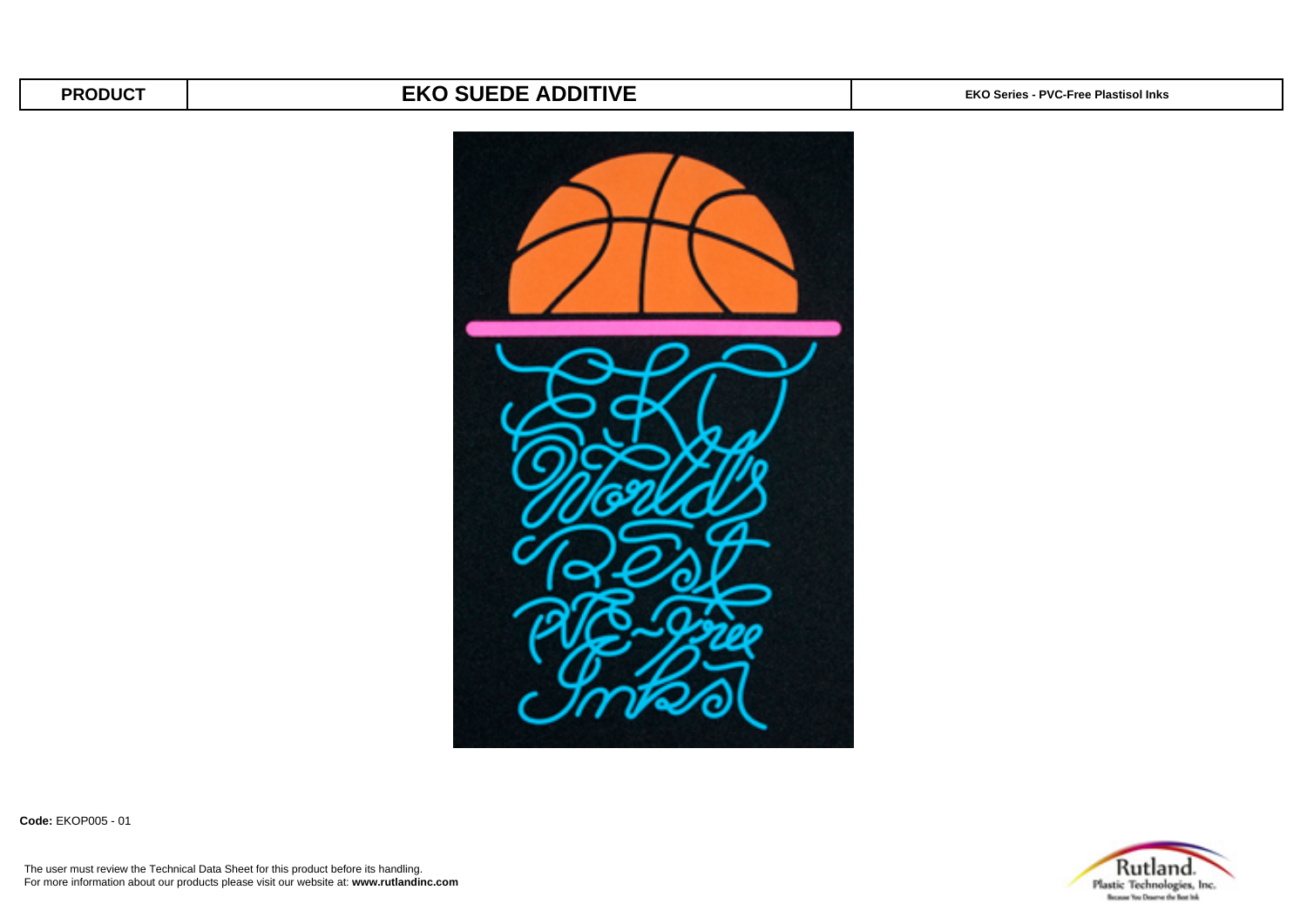| PRODUCT | EKO SUEDE ADDITIVE | EKO Series - PVC-Free Plastisol Inks |
|---|---|---|

**Code:** EKOP005 - 01

The user must review the Technical Data Sheet for this product before its handling.
For more information about our products please visit our website at: **www.rutlandinc.com**